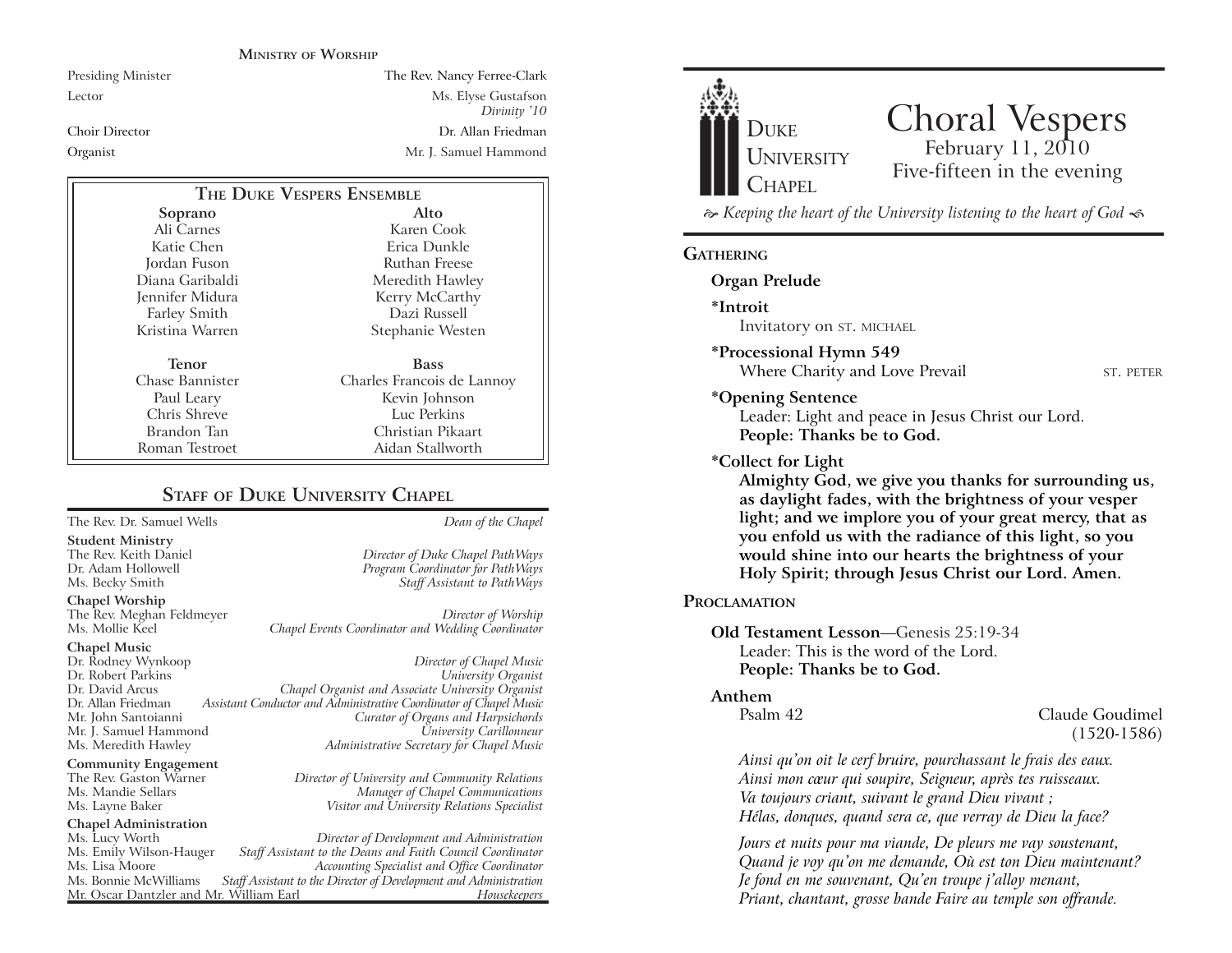## Ministry of Worship

| | |
|---|---|
| Presiding Minister | The Rev. Nancy Ferree-Clark |
| Lector | Ms. Elyse Gustafson *Divinity '10* |
| Choir Director | Dr. Allan Friedman |
| Organist | Mr. J. Samuel Hammond |

## The Duke Vespers Ensemble

| Soprano | Alto |
|---|---|
| Ali Carnes | Karen Cook |
| Katie Chen | Erica Dunkle |
| Jordan Fuson | Ruthan Freese |
| Diana Garibaldi | Meredith Hawley |
| Jennifer Midura | Kerry McCarthy |
| Farley Smith | Dazi Russell |
| Kristina Warren | Stephanie Westen |

| Tenor | Bass |
|---|---|
| Chase Bannister | Charles Francois de Lannoy |
| Paul Leary | Kevin Johnson |
| Chris Shreve | Luc Perkins |
| Brandon Tan | Christian Pikaart |
| Roman Testroet | Aidan Stallworth |

## Staff of Duke University Chapel

The Rev. Dr. Samuel Wells — *Dean of the Chapel*

**Student Ministry**
The Rev. Keith Daniel — *Director of Duke Chapel PathWays*
Dr. Adam Hollowell — *Program Coordinator for PathWays*
Ms. Becky Smith — *Staff Assistant to PathWays*

**Chapel Worship**
The Rev. Meghan Feldmeyer — *Director of Worship*
Ms. Mollie Keel — *Chapel Events Coordinator and Wedding Coordinator*

**Chapel Music**
Dr. Rodney Wynkoop — *Director of Chapel Music*
Dr. Robert Parkins — *University Organist*
Dr. David Arcus — *Chapel Organist and Associate University Organist*
Dr. Allan Friedman — *Assistant Conductor and Administrative Coordinator of Chapel Music*
Mr. John Santoianni — *Curator of Organs and Harpsichords*
Mr. J. Samuel Hammond — *University Carillonneur*
Ms. Meredith Hawley — *Administrative Secretary for Chapel Music*

**Community Engagement**
The Rev. Gaston Warner — *Director of University and Community Relations*
Ms. Mandie Sellars — *Manager of Chapel Communications*
Ms. Layne Baker — *Visitor and University Relations Specialist*

**Chapel Administration**
Ms. Lucy Worth — *Director of Development and Administration*
Ms. Emily Wilson-Hauger — *Staff Assistant to the Deans and Faith Council Coordinator*
Ms. Lisa Moore — *Accounting Specialist and Office Coordinator*
Ms. Bonnie McWilliams — *Staff Assistant to the Director of Development and Administration*
Mr. Oscar Dantzler and Mr. William Earl — *Housekeepers*

---

Duke University Chapel

# Choral Vespers

February 11, 2010
Five-fifteen in the evening

*Keeping the heart of the University listening to the heart of God*

## Gathering

**Organ Prelude**

**\*Introit**
Invitatory on ST. MICHAEL

**\*Processional Hymn 549**
Where Charity and Love Prevail — ST. PETER

**\*Opening Sentence**
Leader: Light and peace in Jesus Christ our Lord.
**People: Thanks be to God.**

**\*Collect for Light**
**Almighty God, we give you thanks for surrounding us, as daylight fades, with the brightness of your vesper light; and we implore you of your great mercy, that as you enfold us with the radiance of this light, so you would shine into our hearts the brightness of your Holy Spirit; through Jesus Christ our Lord. Amen.**

## Proclamation

**Old Testament Lesson**—Genesis 25:19-34
Leader: This is the word of the Lord.
**People: Thanks be to God.**

**Anthem**
Psalm 42 — Claude Goudimel (1520-1586)

*Ainsi qu'on oit le cerf bruire, pourchassant le frais des eaux.*
*Ainsi mon cœur qui soupire, Seigneur, après tes ruisseaux.*
*Va toujours criant, suivant le grand Dieu vivant ;*
*Hélas, donques, quand sera ce, que verray de Dieu la face?*

*Jours et nuits pour ma viande, De pleurs me vay soustenant,*
*Quand je voy qu'on me demande, Où est ton Dieu maintenant?*
*Je fond en me souvenant, Qu'en troupe j'alloy menant,*
*Priant, chantant, grosse bande Faire au temple son offrande.*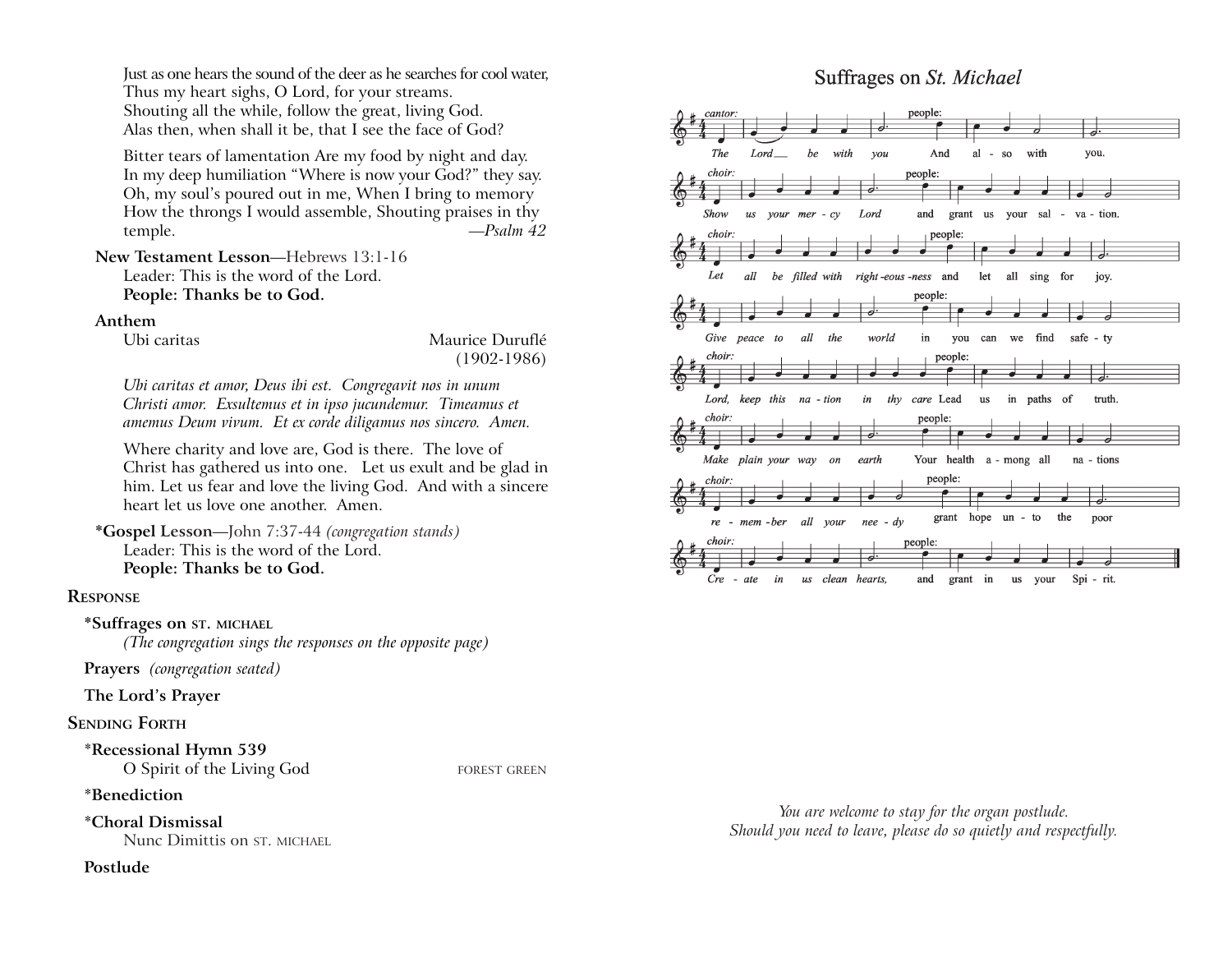Just as one hears the sound of the deer as he searches for cool water,
Thus my heart sighs, O Lord, for your streams.
Shouting all the while, follow the great, living God.
Alas then, when shall it be, that I see the face of God?

Bitter tears of lamentation Are my food by night and day.
In my deep humiliation "Where is now your God?" they say.
Oh, my soul's poured out in me, When I bring to memory
How the throngs I would assemble, Shouting praises in thy temple. *—Psalm 42*

**New Testament Lesson**—Hebrews 13:1-16
Leader: This is the word of the Lord.
**People: Thanks be to God.**

**Anthem**
Ubi caritas — Maurice Duruflé (1902-1986)

*Ubi caritas et amor, Deus ibi est. Congregavit nos in unum Christi amor. Exsultemus et in ipso jucundemur. Timeamus et amemus Deum vivum. Et ex corde diligamus nos sincero. Amen.*

Where charity and love are, God is there. The love of Christ has gathered us into one. Let us exult and be glad in him. Let us fear and love the living God. And with a sincere heart let us love one another. Amen.

**\*Gospel Lesson**—John 7:37-44 *(congregation stands)*
Leader: This is the word of the Lord.
**People: Thanks be to God.**

## Response

**\*Suffrages on ST. MICHAEL**
*(The congregation sings the responses on the opposite page)*

**Prayers** *(congregation seated)*

**The Lord's Prayer**

## Sending Forth

\***Recessional Hymn 539**
O Spirit of the Living God — FOREST GREEN

\***Benediction**

\***Choral Dismissal**
Nunc Dimittis on ST. MICHAEL

**Postlude**

## Suffrages on *St. Michael*

cantor: *The Lord be with you* — people: And also with you.

choir: *Show us your mercy Lord* — people: and grant us your salvation.

choir: *Let all be filled with righteousness* — people: and let all sing for joy.

*Give peace to all the world* — people: in you can we find safety

choir: *Lord, keep this nation in thy care* — people: Lead us in paths of truth.

choir: *Make plain your way on earth* — people: Your health among all nations

choir: *remember all your needy* — people: grant hope unto the poor

choir: *Create in us clean hearts,* — people: and grant in us your Spirit.

*You are welcome to stay for the organ postlude.*
*Should you need to leave, please do so quietly and respectfully.*